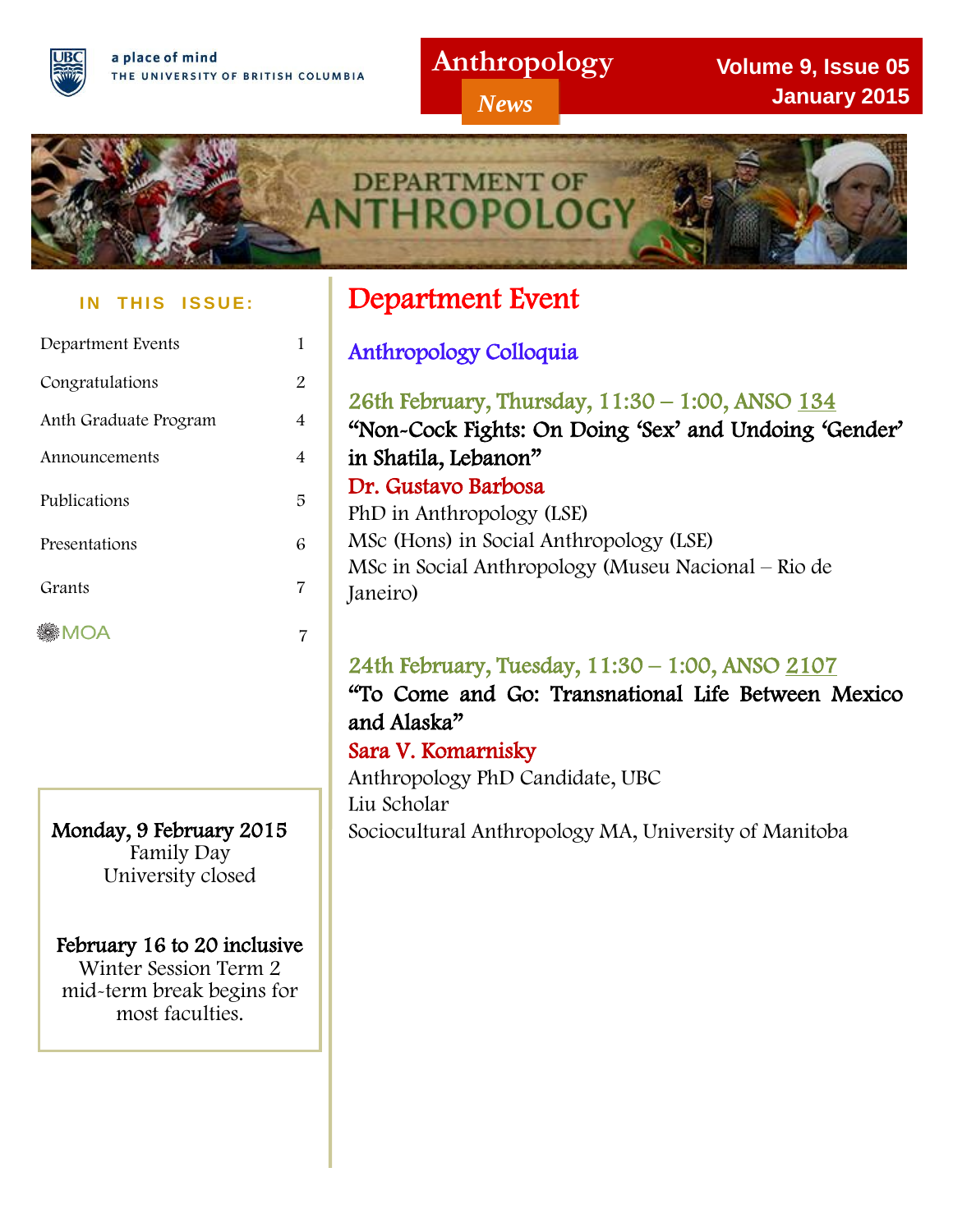a place of mind
THE UNIVERSITY OF BRITISH COLUMBIA

# Anthropology *News*

**Volume 9, Issue 05**
**January 2015**

DEPARTMENT OF ANTHROPOLOGY

**IN THIS ISSUE:**

| | |
|---|---|
| Department Events | 1 |
| Congratulations | 2 |
| Anth Graduate Program | 4 |
| Announcements | 4 |
| Publications | 5 |
| Presentations | 6 |
| Grants | 7 |
| MOA | 7 |

**Monday, 9 February 2015**
Family Day
University closed

**February 16 to 20 inclusive**
Winter Session Term 2 mid-term break begins for most faculties.

# Department Event

## Anthropology Colloquia

### 26th February, Thursday, 11:30 – 1:00, ANSO 134

**"Non-Cock Fights: On Doing 'Sex' and Undoing 'Gender' in Shatila, Lebanon"**

**Dr. Gustavo Barbosa**

PhD in Anthropology (LSE)
MSc (Hons) in Social Anthropology (LSE)
MSc in Social Anthropology (Museu Nacional – Rio de Janeiro)

### 24th February, Tuesday, 11:30 – 1:00, ANSO 2107

**"To Come and Go: Transnational Life Between Mexico and Alaska"**

**Sara V. Komarnisky**

Anthropology PhD Candidate, UBC
Liu Scholar
Sociocultural Anthropology MA, University of Manitoba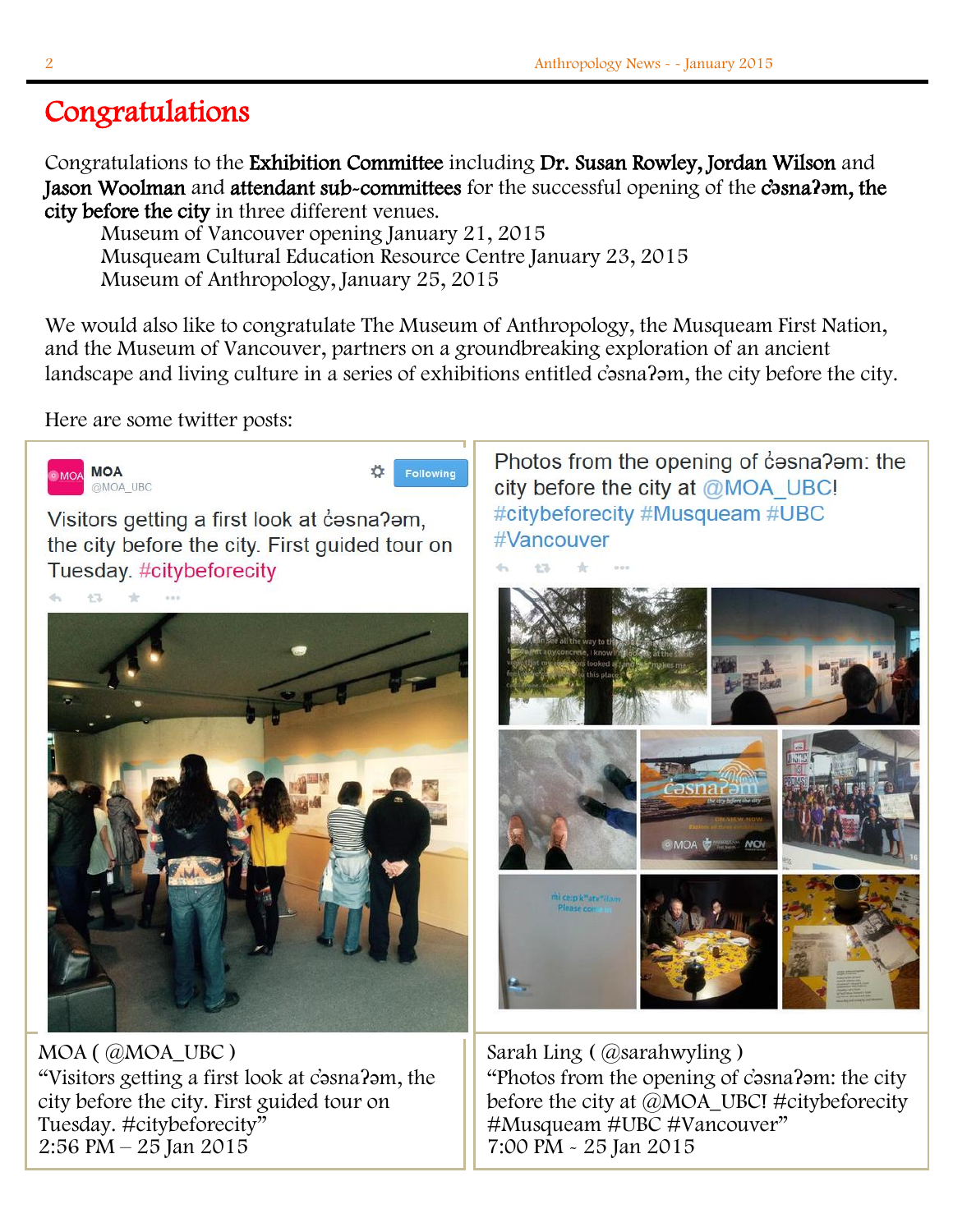# Congratulations

Congratulations to the **Exhibition Committee** including **Dr. Susan Rowley, Jordan Wilson** and **Jason Woolman** and **attendant sub-committees** for the successful opening of the **c̓əsnaʔəm, the city before the city** in three different venues.

Museum of Vancouver opening January 21, 2015
Musqueam Cultural Education Resource Centre January 23, 2015
Museum of Anthropology, January 25, 2015

We would also like to congratulate The Museum of Anthropology, the Musqueam First Nation, and the Museum of Vancouver, partners on a groundbreaking exploration of an ancient landscape and living culture in a series of exhibitions entitled c̓əsnaʔəm, the city before the city.

Here are some twitter posts:

MOA ( @MOA_UBC )
"Visitors getting a first look at c̓əsnaʔəm, the city before the city. First guided tour on Tuesday. #citybeforecity"
2:56 PM – 25 Jan 2015

Sarah Ling ( @sarahwyling )
"Photos from the opening of c̓əsnaʔəm: the city before the city at @MOA_UBC! #citybeforecity #Musqueam #UBC #Vancouver"
7:00 PM - 25 Jan 2015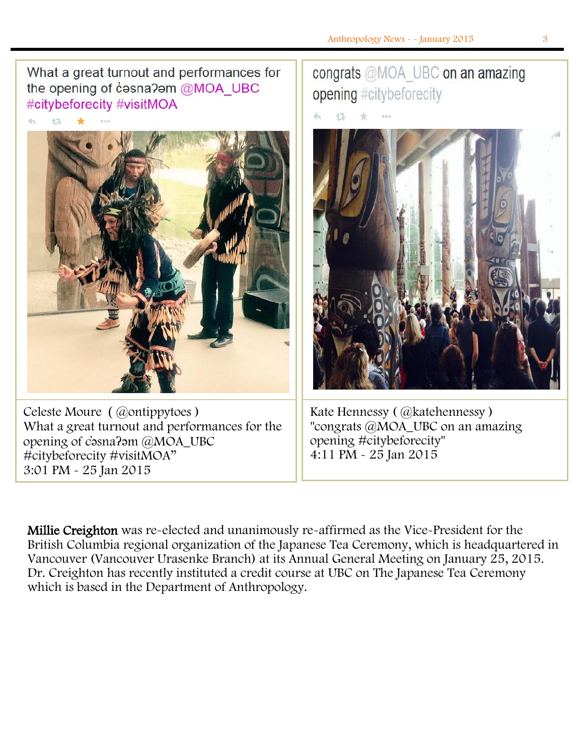What a great turnout and performances for the opening of c̓əsnaʔəm @MOA_UBC #citybeforecity #visitMOA

Celeste Moure ( @ontippytoes )
What a great turnout and performances for the opening of c̓əsnaʔəm @MOA_UBC #citybeforecity #visitMOA"
3:01 PM - 25 Jan 2015

congrats @MOA_UBC on an amazing opening #citybeforecity

Kate Hennessy ( @katehennessy )
"congrats @MOA_UBC on an amazing opening #citybeforecity"
4:11 PM - 25 Jan 2015

**Millie Creighton** was re-elected and unanimously re-affirmed as the Vice-President for the British Columbia regional organization of the Japanese Tea Ceremony, which is headquartered in Vancouver (Vancouver Urasenke Branch) at its Annual General Meeting on January 25, 2015. Dr. Creighton has recently instituted a credit course at UBC on The Japanese Tea Ceremony which is based in the Department of Anthropology.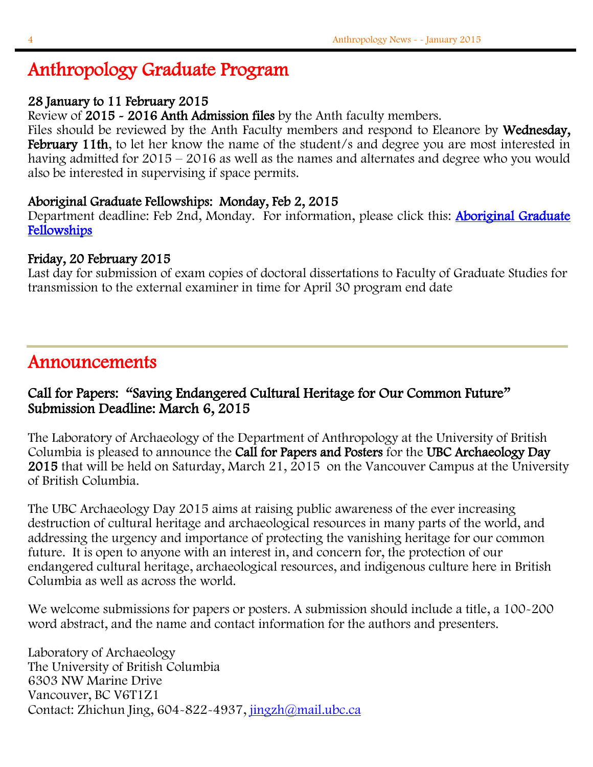# Anthropology Graduate Program

**28 January to 11 February 2015**

Review of **2015 - 2016 Anth Admission files** by the Anth faculty members.

Files should be reviewed by the Anth Faculty members and respond to Eleanore by **Wednesday, February 11th**, to let her know the name of the student/s and degree you are most interested in having admitted for 2015 – 2016 as well as the names and alternates and degree who you would also be interested in supervising if space permits.

**Aboriginal Graduate Fellowships: Monday, Feb 2, 2015**

Department deadline: Feb 2nd, Monday. For information, please click this: [Aboriginal Graduate Fellowships]()

**Friday, 20 February 2015**

Last day for submission of exam copies of doctoral dissertations to Faculty of Graduate Studies for transmission to the external examiner in time for April 30 program end date

# Announcements

**Call for Papers: "Saving Endangered Cultural Heritage for Our Common Future"**
**Submission Deadline: March 6, 2015**

The Laboratory of Archaeology of the Department of Anthropology at the University of British Columbia is pleased to announce the **Call for Papers and Posters** for the **UBC Archaeology Day 2015** that will be held on Saturday, March 21, 2015 on the Vancouver Campus at the University of British Columbia.

The UBC Archaeology Day 2015 aims at raising public awareness of the ever increasing destruction of cultural heritage and archaeological resources in many parts of the world, and addressing the urgency and importance of protecting the vanishing heritage for our common future. It is open to anyone with an interest in, and concern for, the protection of our endangered cultural heritage, archaeological resources, and indigenous culture here in British Columbia as well as across the world.

We welcome submissions for papers or posters. A submission should include a title, a 100-200 word abstract, and the name and contact information for the authors and presenters.

Laboratory of Archaeology
The University of British Columbia
6303 NW Marine Drive
Vancouver, BC V6T1Z1
Contact: Zhichun Jing, 604-822-4937, jingzh@mail.ubc.ca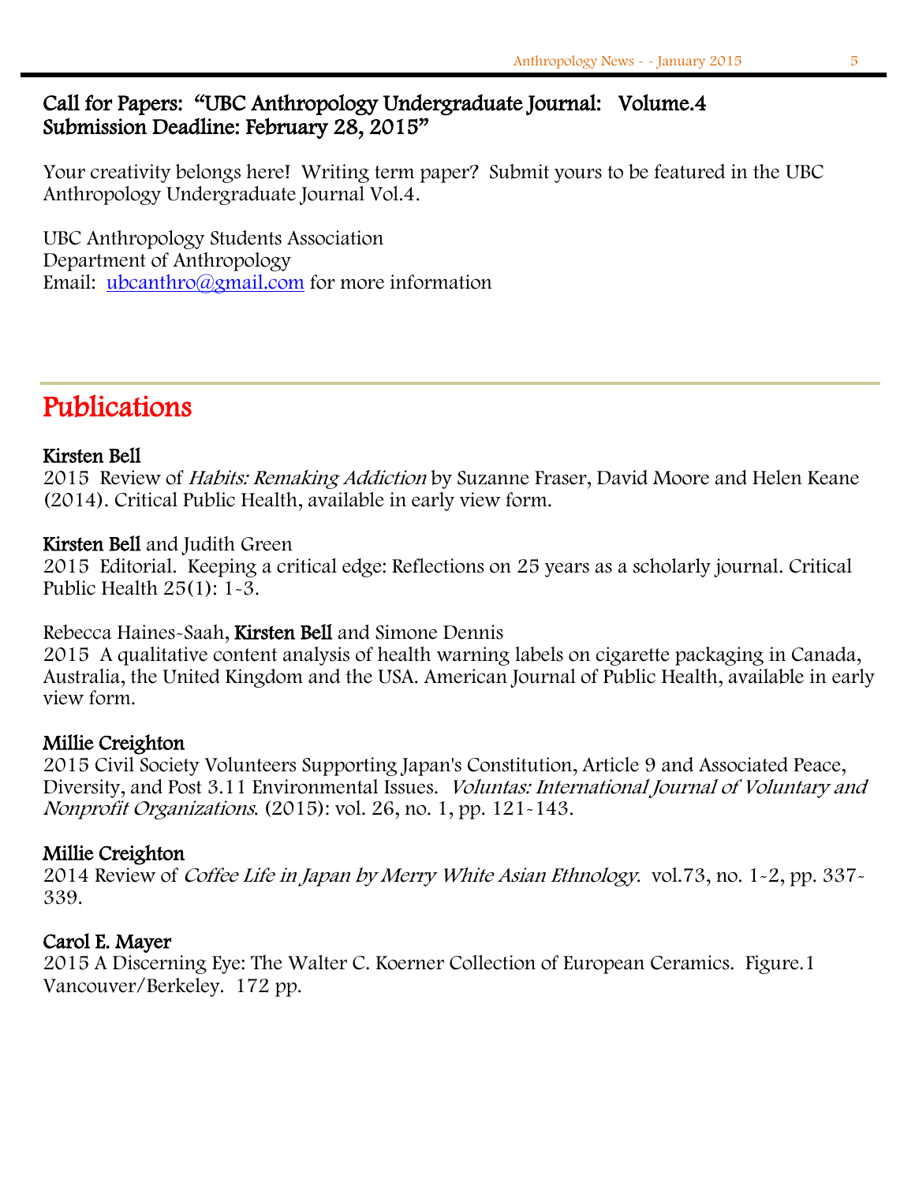## Call for Papers: "UBC Anthropology Undergraduate Journal: Volume.4 Submission Deadline: February 28, 2015"

Your creativity belongs here! Writing term paper? Submit yours to be featured in the UBC Anthropology Undergraduate Journal Vol.4.

UBC Anthropology Students Association
Department of Anthropology
Email: ubcanthro@gmail.com for more information

# Publications

**Kirsten Bell**
2015 Review of *Habits: Remaking Addiction* by Suzanne Fraser, David Moore and Helen Keane (2014). Critical Public Health, available in early view form.

**Kirsten Bell** and Judith Green
2015 Editorial. Keeping a critical edge: Reflections on 25 years as a scholarly journal. Critical Public Health 25(1): 1-3.

Rebecca Haines-Saah, **Kirsten Bell** and Simone Dennis
2015 A qualitative content analysis of health warning labels on cigarette packaging in Canada, Australia, the United Kingdom and the USA. American Journal of Public Health, available in early view form.

**Millie Creighton**
2015 Civil Society Volunteers Supporting Japan's Constitution, Article 9 and Associated Peace, Diversity, and Post 3.11 Environmental Issues. *Voluntas: International Journal of Voluntary and Nonprofit Organizations.* (2015): vol. 26, no. 1, pp. 121-143.

**Millie Creighton**
2014 Review of *Coffee Life in Japan by Merry White Asian Ethnology.* vol.73, no. 1-2, pp. 337-339.

**Carol E. Mayer**
2015 A Discerning Eye: The Walter C. Koerner Collection of European Ceramics. Figure.1 Vancouver/Berkeley. 172 pp.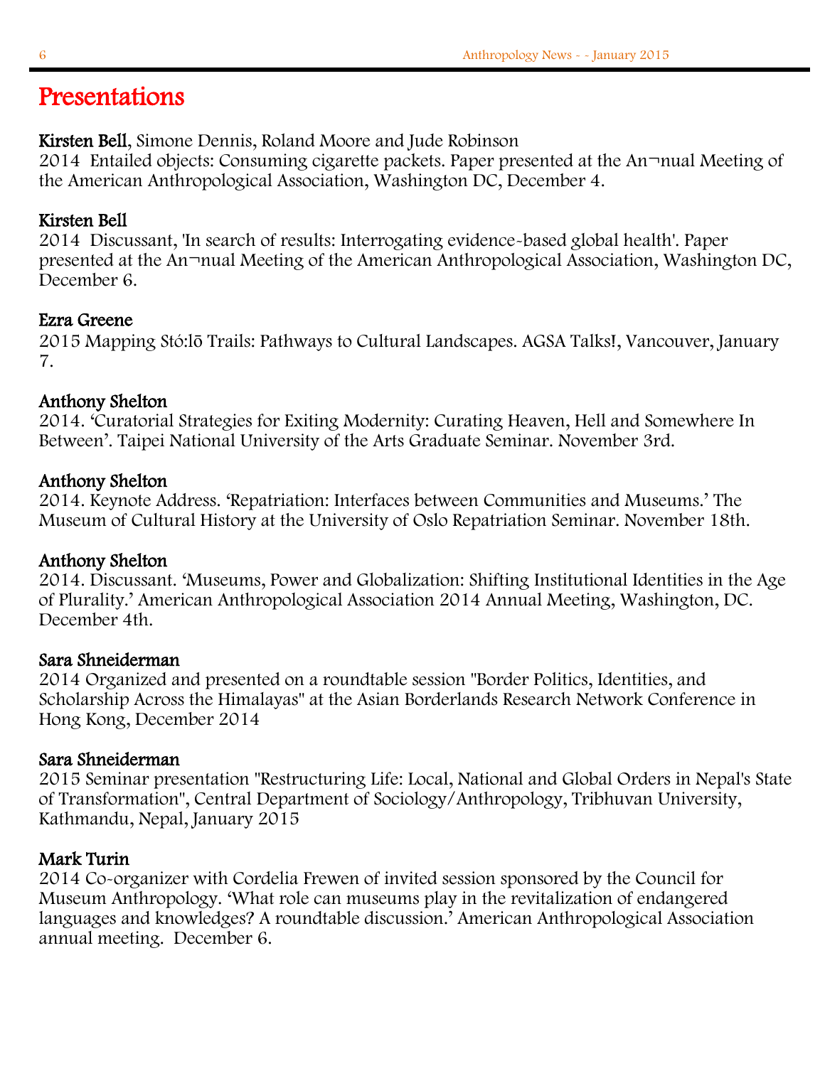# Presentations

**Kirsten Bell**, Simone Dennis, Roland Moore and Jude Robinson
2014 Entailed objects: Consuming cigarette packets. Paper presented at the An¬nual Meeting of the American Anthropological Association, Washington DC, December 4.

**Kirsten Bell**
2014 Discussant, 'In search of results: Interrogating evidence-based global health'. Paper presented at the An¬nual Meeting of the American Anthropological Association, Washington DC, December 6.

**Ezra Greene**
2015 Mapping Stó:lō Trails: Pathways to Cultural Landscapes. AGSA Talks!, Vancouver, January 7.

**Anthony Shelton**
2014. 'Curatorial Strategies for Exiting Modernity: Curating Heaven, Hell and Somewhere In Between'. Taipei National University of the Arts Graduate Seminar. November 3rd.

**Anthony Shelton**
2014. Keynote Address. 'Repatriation: Interfaces between Communities and Museums.' The Museum of Cultural History at the University of Oslo Repatriation Seminar. November 18th.

**Anthony Shelton**
2014. Discussant. 'Museums, Power and Globalization: Shifting Institutional Identities in the Age of Plurality.' American Anthropological Association 2014 Annual Meeting, Washington, DC. December 4th.

**Sara Shneiderman**
2014 Organized and presented on a roundtable session "Border Politics, Identities, and Scholarship Across the Himalayas" at the Asian Borderlands Research Network Conference in Hong Kong, December 2014

**Sara Shneiderman**
2015 Seminar presentation "Restructuring Life: Local, National and Global Orders in Nepal's State of Transformation", Central Department of Sociology/Anthropology, Tribhuvan University, Kathmandu, Nepal, January 2015

**Mark Turin**
2014 Co-organizer with Cordelia Frewen of invited session sponsored by the Council for Museum Anthropology. 'What role can museums play in the revitalization of endangered languages and knowledges? A roundtable discussion.' American Anthropological Association annual meeting. December 6.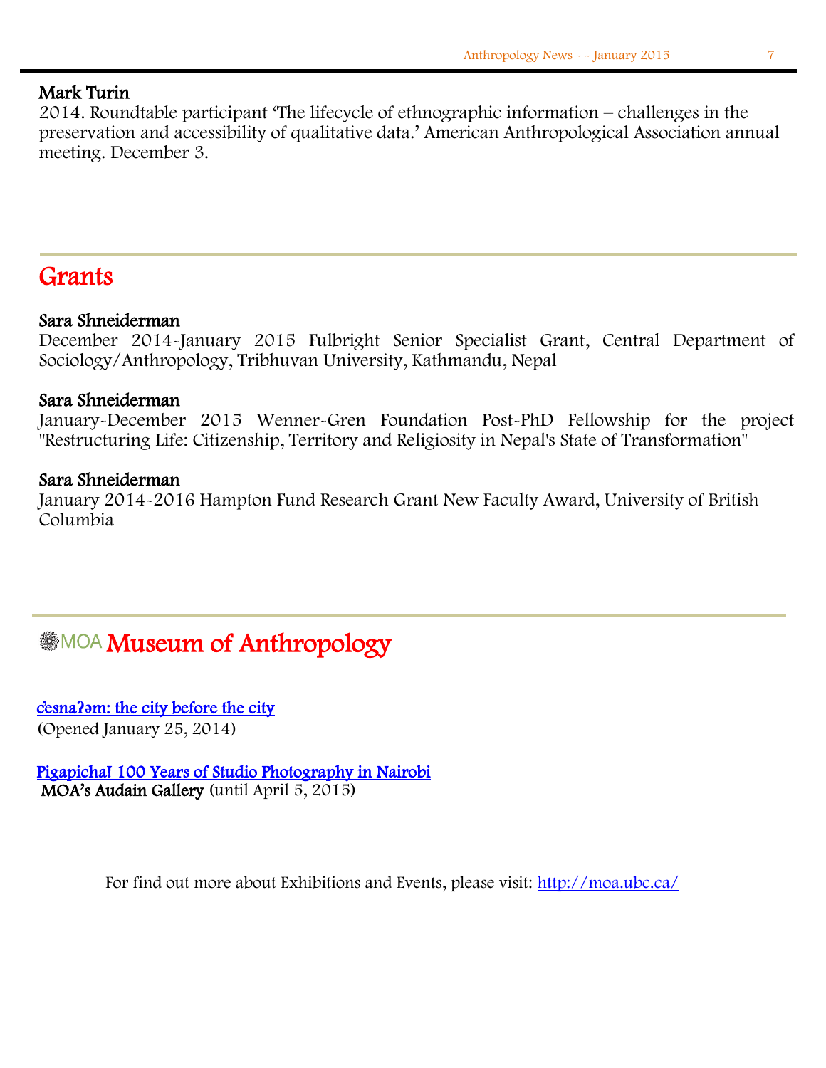**Mark Turin**
2014. Roundtable participant 'The lifecycle of ethnographic information – challenges in the preservation and accessibility of qualitative data.' American Anthropological Association annual meeting. December 3.

## Grants

**Sara Shneiderman**
December 2014-January 2015 Fulbright Senior Specialist Grant, Central Department of Sociology/Anthropology, Tribhuvan University, Kathmandu, Nepal

**Sara Shneiderman**
January-December 2015 Wenner-Gren Foundation Post-PhD Fellowship for the project "Restructuring Life: Citizenship, Territory and Religiosity in Nepal's State of Transformation"

**Sara Shneiderman**
January 2014-2016 Hampton Fund Research Grant New Faculty Award, University of British Columbia

## MOA Museum of Anthropology

c̓əsnaʔəm: the city before the city
(Opened January 25, 2014)

Pigapicha! 100 Years of Studio Photography in Nairobi
**MOA's Audain Gallery** (until April 5, 2015)

For find out more about Exhibitions and Events, please visit: http://moa.ubc.ca/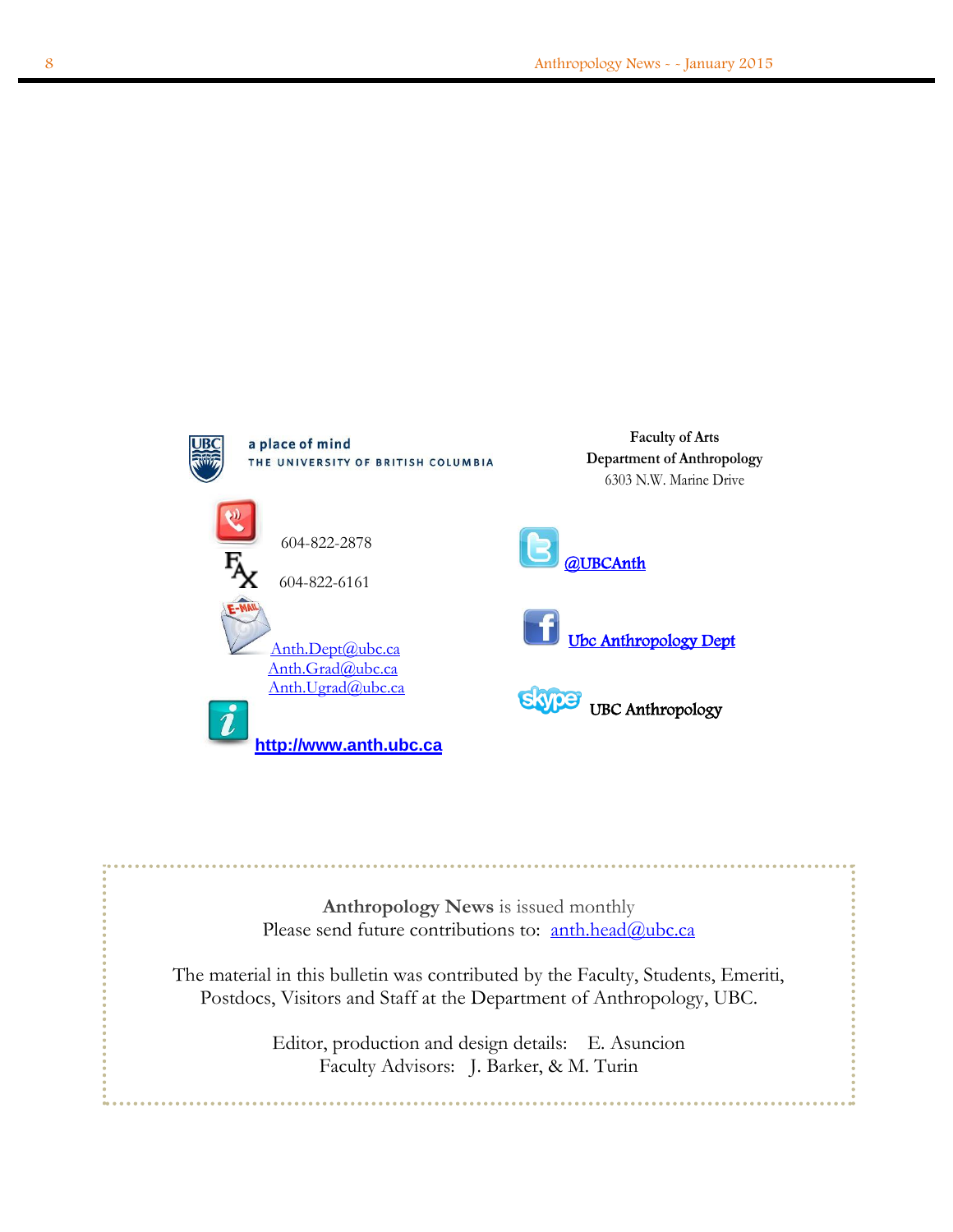a place of mind
THE UNIVERSITY OF BRITISH COLUMBIA

**Faculty of Arts**
**Department of Anthropology**
6303 N.W. Marine Drive

604-822-2878

604-822-6161

Anth.Dept@ubc.ca
Anth.Grad@ubc.ca
Anth.Ugrad@ubc.ca

**http://www.anth.ubc.ca**

**@UBCAnth**

**Ubc Anthropology Dept**

**UBC Anthropology**

**Anthropology News** is issued monthly
Please send future contributions to: anth.head@ubc.ca

The material in this bulletin was contributed by the Faculty, Students, Emeriti, Postdocs, Visitors and Staff at the Department of Anthropology, UBC.

Editor, production and design details: E. Asuncion
Faculty Advisors: J. Barker, & M. Turin